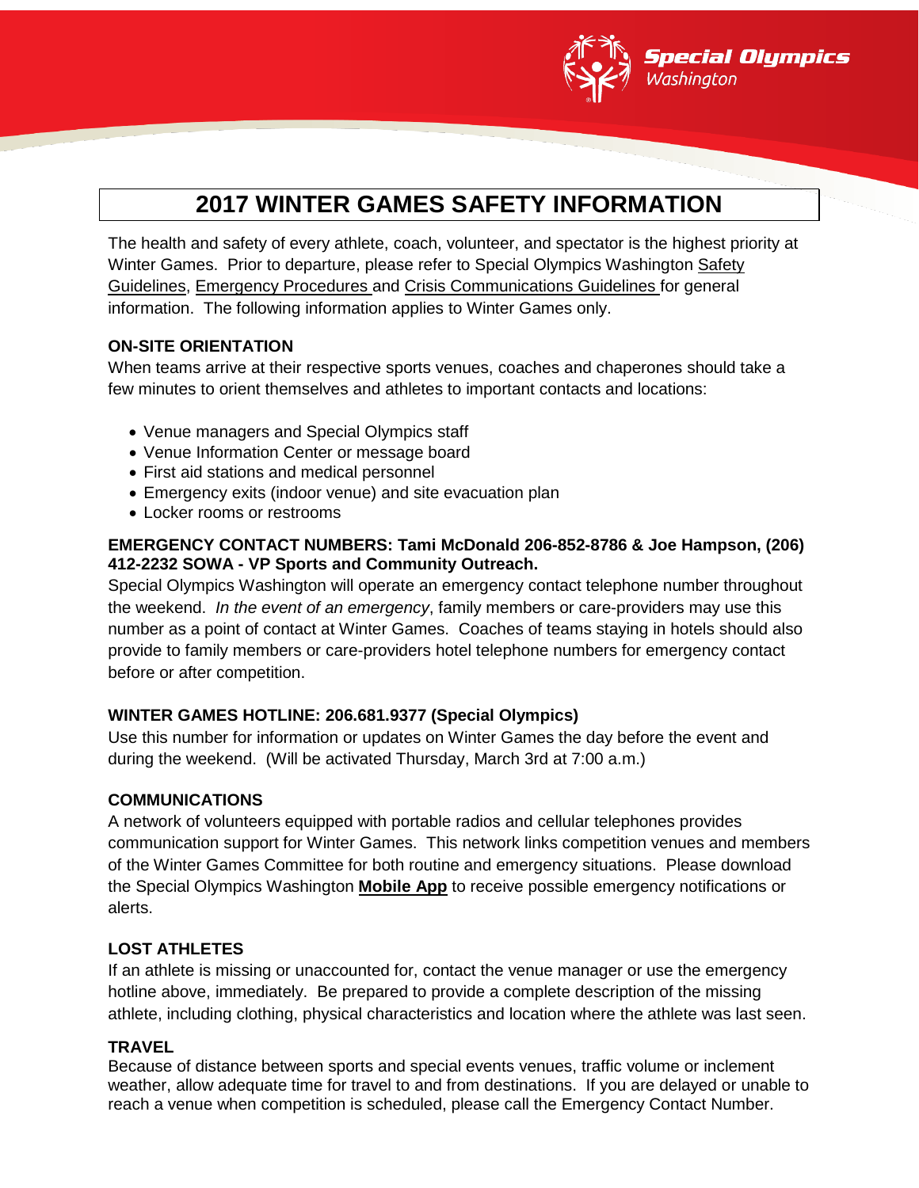# 2017 WINTER GAMES SAFETY INFORMATION

The health and safety of every athlete, coach, volunteer, and spectator is the highest priority at Winter Games. Prior to departure, please refer to Special Olympics Washington Safety Guidelines, Emergency Procedures and Crisis Communications Guidelines for general information. The following information applies to Winter Games only.

### ON-SITE ORIENTATION

When teams arrive at their respective sports venues, coaches and chaperones should take a few minutes to orient themselves and athletes to important contacts and locations:

- Venue managers and Special Olympics staff
- Venue Information Center or message board
- First aid stations and medical personnel
- Emergency exits (indoor venue) and site evacuation plan
- Locker rooms or restrooms

### EMERGENCY CONTACT NUMBERS: Tami McDonald 206-852-8786 & Joe Hampson, (206) 412-2232 SOWA - VP Sports and Community Outreach.

Special Olympics Washington will operate an emergency contact telephone number throughout the weekend. *In the event of an emergency*, family members or care-providers may use this number as a point of contact at Winter Games. Coaches of teams staying in hotels should also provide to family members or care-providers hotel telephone numbers for emergency contact before or after competition.

### WINTER GAMES HOTLINE: 206.681.9377 (Special Olympics)

Use this number for information or updates on Winter Games the day before the event and during the weekend. (Will be activated Thursday, March 3rd at 7:00 a.m.)

### COMMUNICATIONS

A network of volunteers equipped with portable radios and cellular telephones provides communication support for Winter Games. This network links competition venues and members of the Winter Games Committee for both routine and emergency situations. Please download the Special Olympics Washington **Mobile App** to receive possible emergency notifications or alerts.

### LOST ATHLETES

If an athlete is missing or unaccounted for, contact the venue manager or use the emergency hotline above, immediately. Be prepared to provide a complete description of the missing athlete, including clothing, physical characteristics and location where the athlete was last seen.

### TRAVEL

Because of distance between sports and special events venues, traffic volume or inclement weather, allow adequate time for travel to and from destinations. If you are delayed or unable to reach a venue when competition is scheduled, please call the Emergency Contact Number.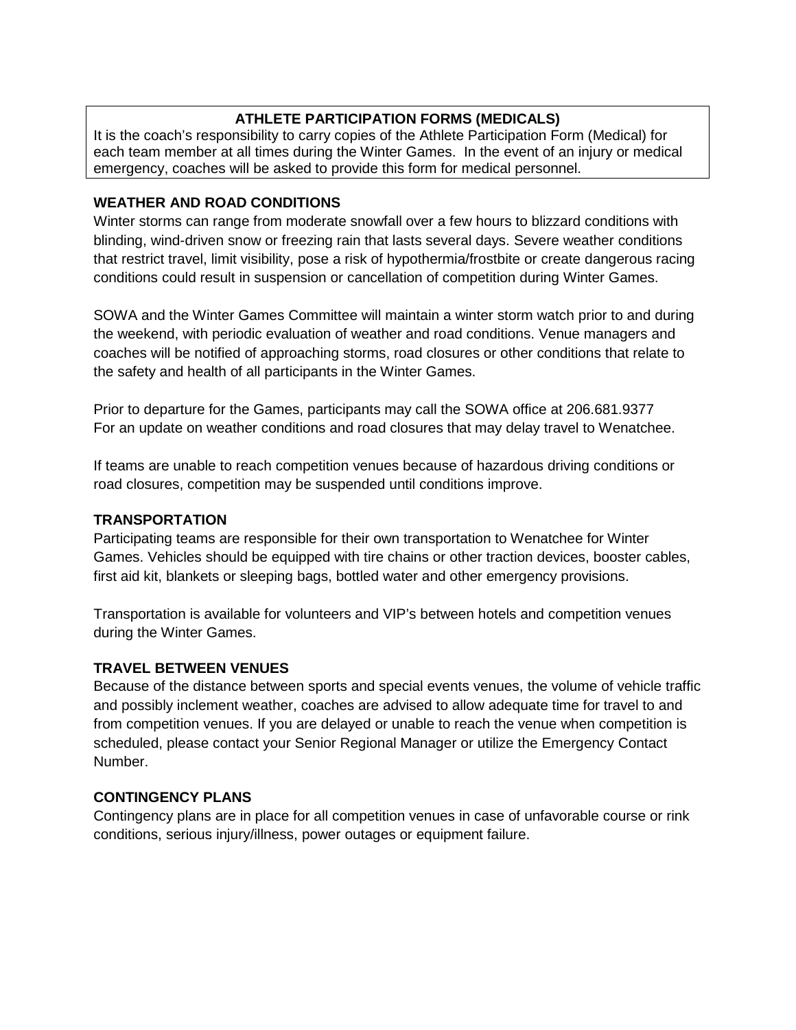**ATHLETE PARTICIPATION FORMS (MEDICALS)**

It is the coach's responsibility to carry copies of the Athlete Participation Form (Medical) for each team member at all times during the Winter Games. In the event of an injury or medical emergency, coaches will be asked to provide this form for medical personnel.

**WEATHER AND ROAD CONDITIONS**

Winter storms can range from moderate snowfall over a few hours to blizzard conditions with blinding, wind-driven snow or freezing rain that lasts several days. Severe weather conditions that restrict travel, limit visibility, pose a risk of hypothermia/frostbite or create dangerous racing conditions could result in suspension or cancellation of competition during Winter Games.

SOWA and the Winter Games Committee will maintain a winter storm watch prior to and during the weekend, with periodic evaluation of weather and road conditions. Venue managers and coaches will be notified of approaching storms, road closures or other conditions that relate to the safety and health of all participants in the Winter Games.

Prior to departure for the Games, participants may call the SOWA office at 206.681.9377
For an update on weather conditions and road closures that may delay travel to Wenatchee.

If teams are unable to reach competition venues because of hazardous driving conditions or road closures, competition may be suspended until conditions improve.

**TRANSPORTATION**

Participating teams are responsible for their own transportation to Wenatchee for Winter Games. Vehicles should be equipped with tire chains or other traction devices, booster cables, first aid kit, blankets or sleeping bags, bottled water and other emergency provisions.

Transportation is available for volunteers and VIP's between hotels and competition venues during the Winter Games.

**TRAVEL BETWEEN VENUES**

Because of the distance between sports and special events venues, the volume of vehicle traffic and possibly inclement weather, coaches are advised to allow adequate time for travel to and from competition venues. If you are delayed or unable to reach the venue when competition is scheduled, please contact your Senior Regional Manager or utilize the Emergency Contact Number.

**CONTINGENCY PLANS**

Contingency plans are in place for all competition venues in case of unfavorable course or rink conditions, serious injury/illness, power outages or equipment failure.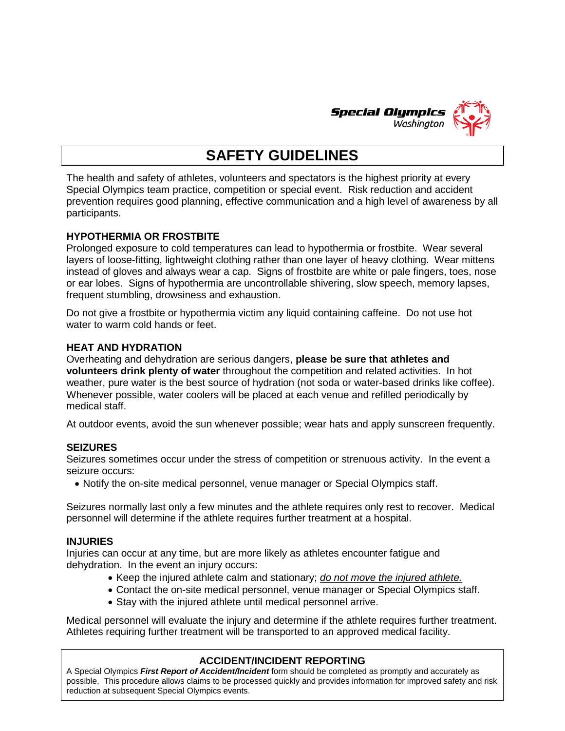Special Olympics Washington

# SAFETY GUIDELINES

The health and safety of athletes, volunteers and spectators is the highest priority at every Special Olympics team practice, competition or special event. Risk reduction and accident prevention requires good planning, effective communication and a high level of awareness by all participants.

### HYPOTHERMIA OR FROSTBITE

Prolonged exposure to cold temperatures can lead to hypothermia or frostbite. Wear several layers of loose-fitting, lightweight clothing rather than one layer of heavy clothing. Wear mittens instead of gloves and always wear a cap. Signs of frostbite are white or pale fingers, toes, nose or ear lobes. Signs of hypothermia are uncontrollable shivering, slow speech, memory lapses, frequent stumbling, drowsiness and exhaustion.

Do not give a frostbite or hypothermia victim any liquid containing caffeine. Do not use hot water to warm cold hands or feet.

### HEAT AND HYDRATION

Overheating and dehydration are serious dangers, **please be sure that athletes and volunteers drink plenty of water** throughout the competition and related activities. In hot weather, pure water is the best source of hydration (not soda or water-based drinks like coffee). Whenever possible, water coolers will be placed at each venue and refilled periodically by medical staff.

At outdoor events, avoid the sun whenever possible; wear hats and apply sunscreen frequently.

### SEIZURES

Seizures sometimes occur under the stress of competition or strenuous activity. In the event a seizure occurs:

- Notify the on-site medical personnel, venue manager or Special Olympics staff.

Seizures normally last only a few minutes and the athlete requires only rest to recover. Medical personnel will determine if the athlete requires further treatment at a hospital.

### INJURIES

Injuries can occur at any time, but are more likely as athletes encounter fatigue and dehydration. In the event an injury occurs:

- Keep the injured athlete calm and stationary; *do not move the injured athlete.*
- Contact the on-site medical personnel, venue manager or Special Olympics staff.
- Stay with the injured athlete until medical personnel arrive.

Medical personnel will evaluate the injury and determine if the athlete requires further treatment. Athletes requiring further treatment will be transported to an approved medical facility.

### ACCIDENT/INCIDENT REPORTING

A Special Olympics ***First Report of Accident/Incident*** form should be completed as promptly and accurately as possible. This procedure allows claims to be processed quickly and provides information for improved safety and risk reduction at subsequent Special Olympics events.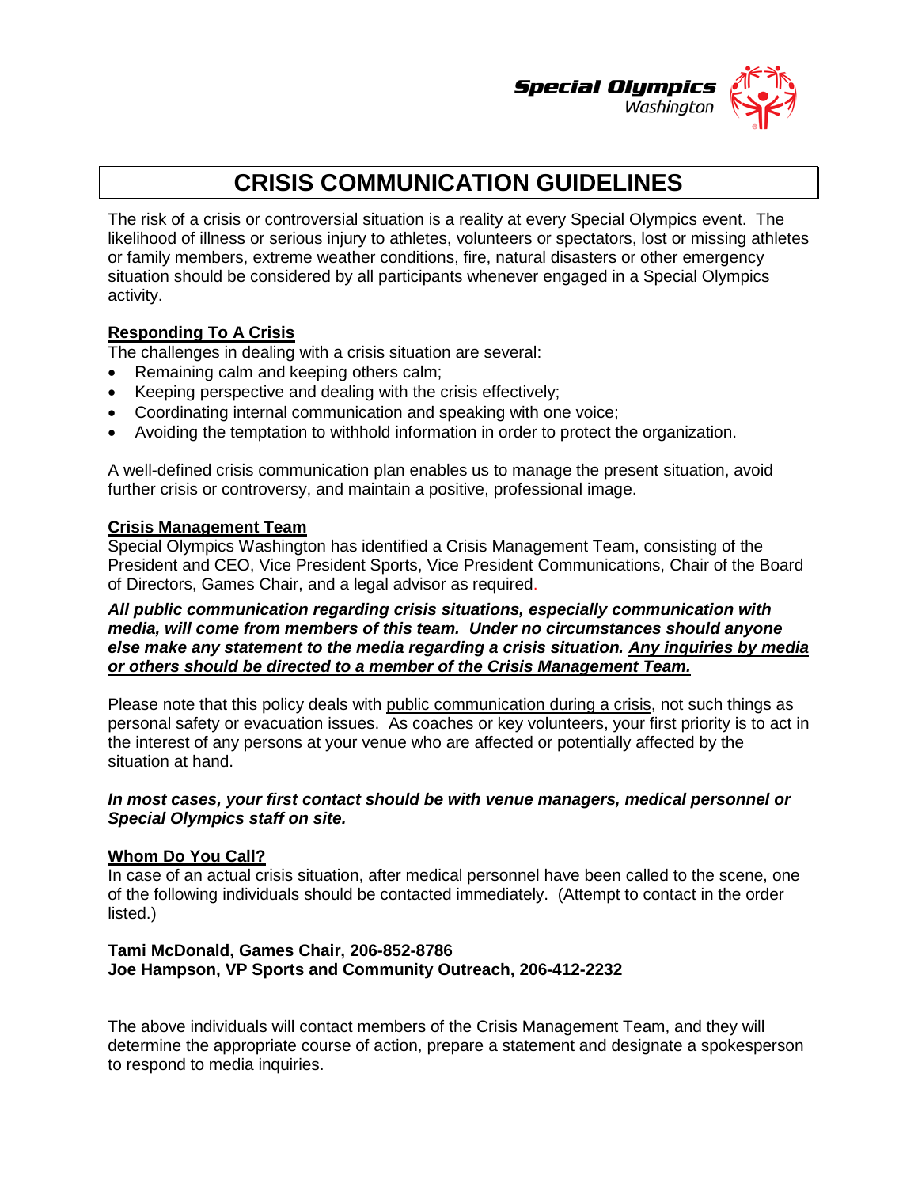# CRISIS COMMUNICATION GUIDELINES

The risk of a crisis or controversial situation is a reality at every Special Olympics event. The likelihood of illness or serious injury to athletes, volunteers or spectators, lost or missing athletes or family members, extreme weather conditions, fire, natural disasters or other emergency situation should be considered by all participants whenever engaged in a Special Olympics activity.

## Responding To A Crisis

The challenges in dealing with a crisis situation are several:

- Remaining calm and keeping others calm;
- Keeping perspective and dealing with the crisis effectively;
- Coordinating internal communication and speaking with one voice;
- Avoiding the temptation to withhold information in order to protect the organization.

A well-defined crisis communication plan enables us to manage the present situation, avoid further crisis or controversy, and maintain a positive, professional image.

## Crisis Management Team

Special Olympics Washington has identified a Crisis Management Team, consisting of the President and CEO, Vice President Sports, Vice President Communications, Chair of the Board of Directors, Games Chair, and a legal advisor as required.

***All public communication regarding crisis situations, especially communication with media, will come from members of this team. Under no circumstances should anyone else make any statement to the media regarding a crisis situation. <u>Any inquiries by media or others should be directed to a member of the Crisis Management Team.</u>***

Please note that this policy deals with <u>public communication during a crisis</u>, not such things as personal safety or evacuation issues. As coaches or key volunteers, your first priority is to act in the interest of any persons at your venue who are affected or potentially affected by the situation at hand.

***In most cases, your first contact should be with venue managers, medical personnel or Special Olympics staff on site.***

## Whom Do You Call?

In case of an actual crisis situation, after medical personnel have been called to the scene, one of the following individuals should be contacted immediately. (Attempt to contact in the order listed.)

**Tami McDonald, Games Chair, 206-852-8786**
**Joe Hampson, VP Sports and Community Outreach, 206-412-2232**

The above individuals will contact members of the Crisis Management Team, and they will determine the appropriate course of action, prepare a statement and designate a spokesperson to respond to media inquiries.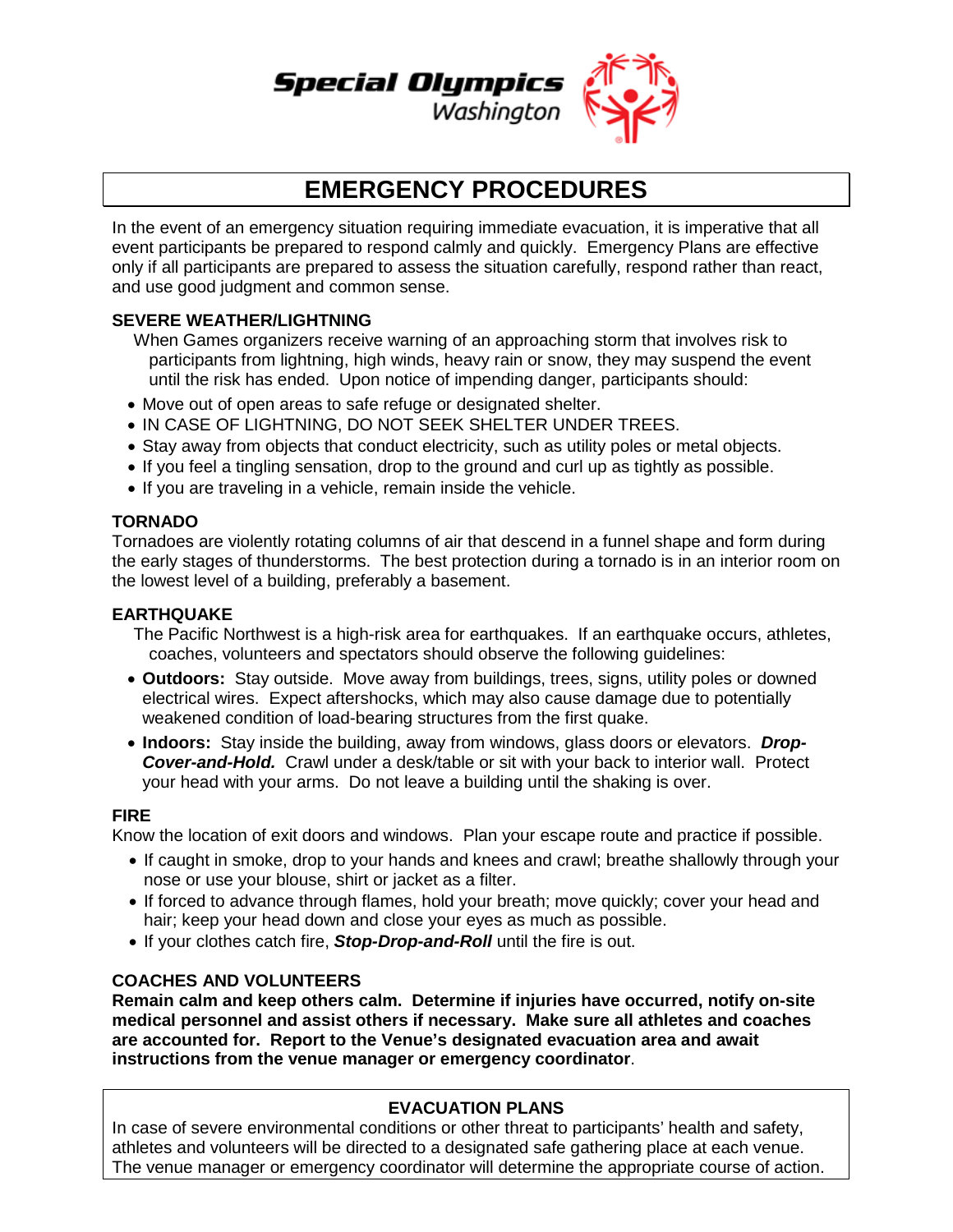Special Olympics Washington

# EMERGENCY PROCEDURES

In the event of an emergency situation requiring immediate evacuation, it is imperative that all event participants be prepared to respond calmly and quickly. Emergency Plans are effective only if all participants are prepared to assess the situation carefully, respond rather than react, and use good judgment and common sense.

**SEVERE WEATHER/LIGHTNING**

When Games organizers receive warning of an approaching storm that involves risk to participants from lightning, high winds, heavy rain or snow, they may suspend the event until the risk has ended. Upon notice of impending danger, participants should:

- Move out of open areas to safe refuge or designated shelter.
- IN CASE OF LIGHTNING, DO NOT SEEK SHELTER UNDER TREES.
- Stay away from objects that conduct electricity, such as utility poles or metal objects.
- If you feel a tingling sensation, drop to the ground and curl up as tightly as possible.
- If you are traveling in a vehicle, remain inside the vehicle.

**TORNADO**

Tornadoes are violently rotating columns of air that descend in a funnel shape and form during the early stages of thunderstorms. The best protection during a tornado is in an interior room on the lowest level of a building, preferably a basement.

**EARTHQUAKE**

The Pacific Northwest is a high-risk area for earthquakes. If an earthquake occurs, athletes, coaches, volunteers and spectators should observe the following guidelines:

- **Outdoors:** Stay outside. Move away from buildings, trees, signs, utility poles or downed electrical wires. Expect aftershocks, which may also cause damage due to potentially weakened condition of load-bearing structures from the first quake.
- **Indoors:** Stay inside the building, away from windows, glass doors or elevators. ***Drop-Cover-and-Hold.*** Crawl under a desk/table or sit with your back to interior wall. Protect your head with your arms. Do not leave a building until the shaking is over.

**FIRE**

Know the location of exit doors and windows. Plan your escape route and practice if possible.

- If caught in smoke, drop to your hands and knees and crawl; breathe shallowly through your nose or use your blouse, shirt or jacket as a filter.
- If forced to advance through flames, hold your breath; move quickly; cover your head and hair; keep your head down and close your eyes as much as possible.
- If your clothes catch fire, ***Stop-Drop-and-Roll*** until the fire is out.

**COACHES AND VOLUNTEERS**

**Remain calm and keep others calm. Determine if injuries have occurred, notify on-site medical personnel and assist others if necessary. Make sure all athletes and coaches are accounted for. Report to the Venue's designated evacuation area and await instructions from the venue manager or emergency coordinator**.

**EVACUATION PLANS**

In case of severe environmental conditions or other threat to participants' health and safety, athletes and volunteers will be directed to a designated safe gathering place at each venue. The venue manager or emergency coordinator will determine the appropriate course of action.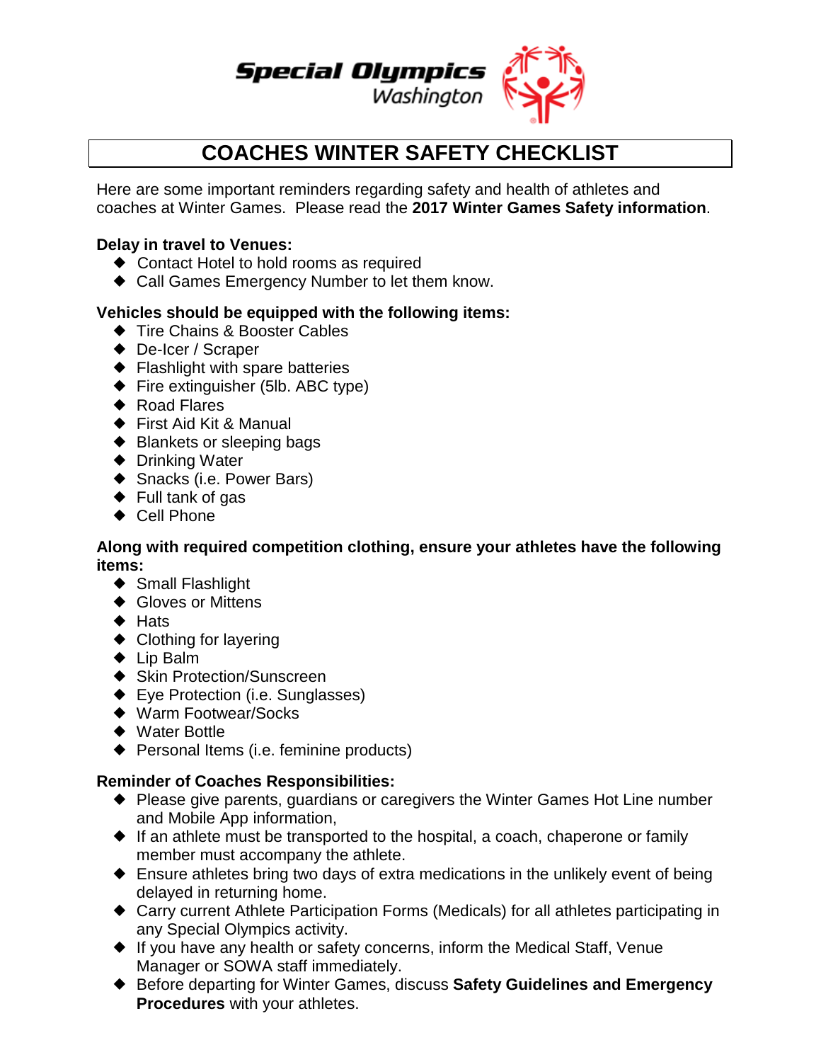Special Olympics Washington

# COACHES WINTER SAFETY CHECKLIST

Here are some important reminders regarding safety and health of athletes and coaches at Winter Games. Please read the **2017 Winter Games Safety information**.

**Delay in travel to Venues:**

- Contact Hotel to hold rooms as required
- Call Games Emergency Number to let them know.

**Vehicles should be equipped with the following items:**

- Tire Chains & Booster Cables
- De-Icer / Scraper
- Flashlight with spare batteries
- Fire extinguisher (5lb. ABC type)
- Road Flares
- First Aid Kit & Manual
- Blankets or sleeping bags
- Drinking Water
- Snacks (i.e. Power Bars)
- Full tank of gas
- Cell Phone

**Along with required competition clothing, ensure your athletes have the following items:**

- Small Flashlight
- Gloves or Mittens
- Hats
- Clothing for layering
- Lip Balm
- Skin Protection/Sunscreen
- Eye Protection (i.e. Sunglasses)
- Warm Footwear/Socks
- Water Bottle
- Personal Items (i.e. feminine products)

**Reminder of Coaches Responsibilities:**

- Please give parents, guardians or caregivers the Winter Games Hot Line number and Mobile App information,
- If an athlete must be transported to the hospital, a coach, chaperone or family member must accompany the athlete.
- Ensure athletes bring two days of extra medications in the unlikely event of being delayed in returning home.
- Carry current Athlete Participation Forms (Medicals) for all athletes participating in any Special Olympics activity.
- If you have any health or safety concerns, inform the Medical Staff, Venue Manager or SOWA staff immediately.
- Before departing for Winter Games, discuss **Safety Guidelines and Emergency Procedures** with your athletes.